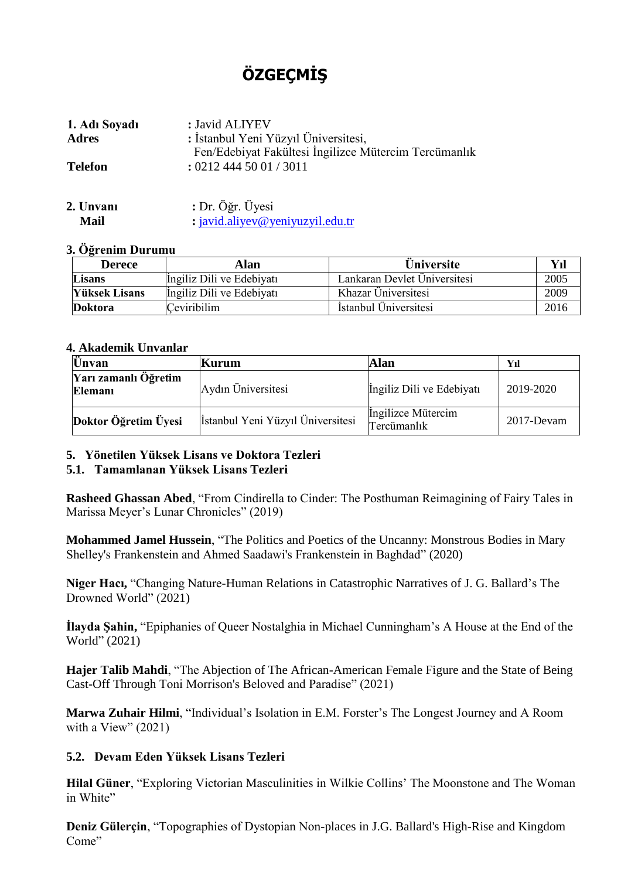# ÖZGEÇMİŞ

**1. Adı Soyadı** : Javid ALIYEV
**Adres** : İstanbul Yeni Yüzyıl Üniversitesi,
Fen/Edebiyat Fakültesi İngilizce Mütercim Tercümanlık
**Telefon** : 0212 444 50 01 / 3011

**2. Unvanı** : Dr. Öğr. Üyesi
**Mail** : javid.aliyev@yeniyuzyil.edu.tr

**3. Öğrenim Durumu**

| Derece | Alan | Üniversite | Yıl |
|---|---|---|---|
| **Lisans** | İngiliz Dili ve Edebiyatı | Lankaran Devlet Üniversitesi | 2005 |
| **Yüksek Lisans** | İngiliz Dili ve Edebiyatı | Khazar Üniversitesi | 2009 |
| **Doktora** | Çeviribilim | İstanbul Üniversitesi | 2016 |

**4. Akademik Unvanlar**

| Ünvan | Kurum | Alan | Yıl |
|---|---|---|---|
| **Yarı zamanlı Öğretim Elemanı** | Aydın Üniversitesi | İngiliz Dili ve Edebiyatı | 2019-2020 |
| **Doktor Öğretim Üyesi** | İstanbul Yeni Yüzyıl Üniversitesi | İngilizce Mütercim Tercümanlık | 2017-Devam |

**5. Yönetilen Yüksek Lisans ve Doktora Tezleri**

**5.1. Tamamlanan Yüksek Lisans Tezleri**

**Rasheed Ghassan Abed**, “From Cindirella to Cinder: The Posthuman Reimagining of Fairy Tales in Marissa Meyer’s Lunar Chronicles” (2019)

**Mohammed Jamel Hussein**, “The Politics and Poetics of the Uncanny: Monstrous Bodies in Mary Shelley's Frankenstein and Ahmed Saadawi's Frankenstein in Baghdad” (2020)

**Niger Hacı,** “Changing Nature-Human Relations in Catastrophic Narratives of J. G. Ballard’s The Drowned World” (2021)

**İlayda Şahin,** “Epiphanies of Queer Nostalghia in Michael Cunningham’s A House at the End of the World” (2021)

**Hajer Talib Mahdi**, “The Abjection of The African-American Female Figure and the State of Being Cast-Off Through Toni Morrison's Beloved and Paradise” (2021)

**Marwa Zuhair Hilmi**, “Individual’s Isolation in E.M. Forster’s The Longest Journey and A Room with a View” (2021)

**5.2. Devam Eden Yüksek Lisans Tezleri**

**Hilal Güner**, “Exploring Victorian Masculinities in Wilkie Collins’ The Moonstone and The Woman in White”

**Deniz Gülerçin**, “Topographies of Dystopian Non-places in J.G. Ballard's High-Rise and Kingdom Come”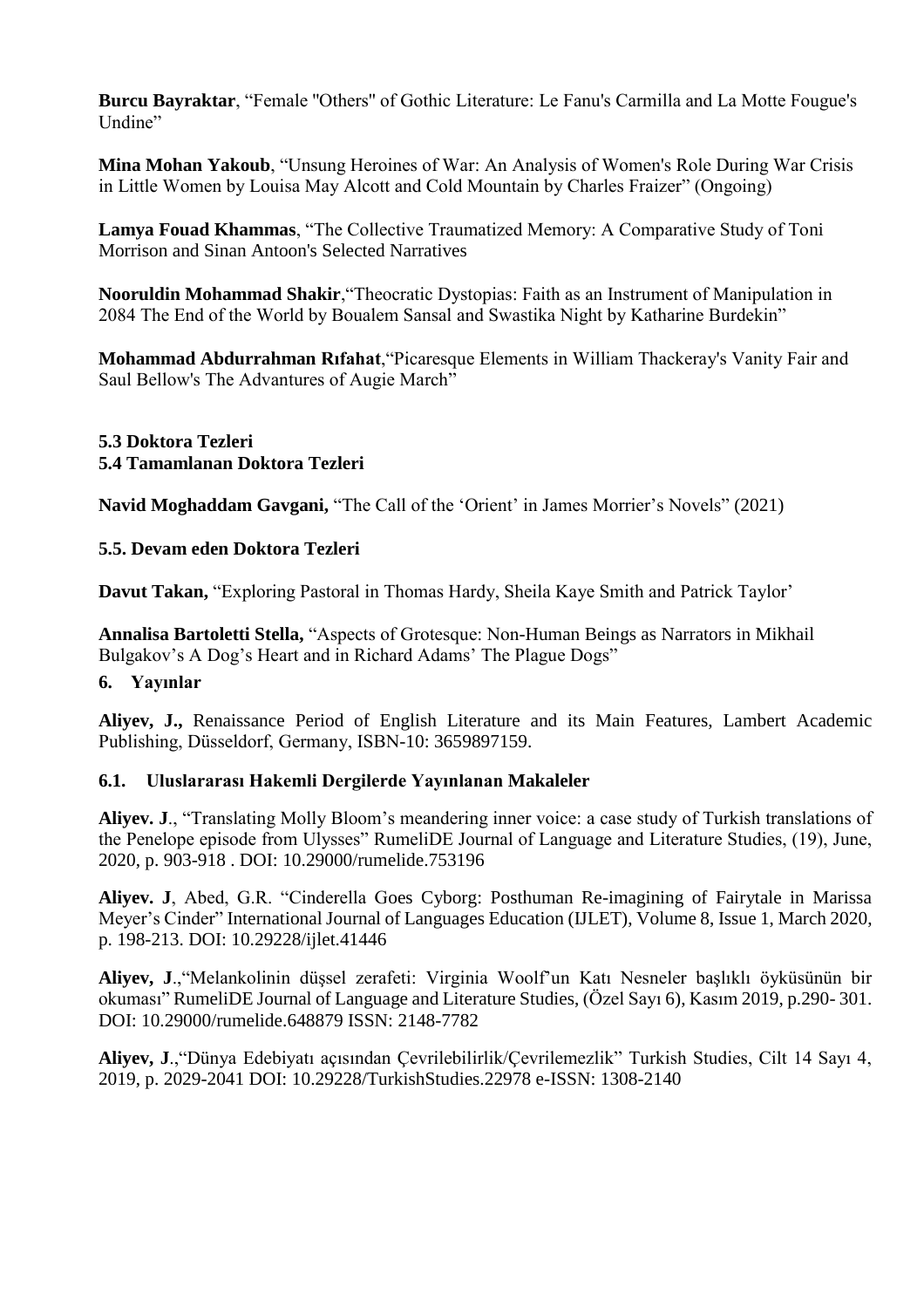**Burcu Bayraktar**, “Female "Others" of Gothic Literature: Le Fanu's Carmilla and La Motte Fougue's Undine”

**Mina Mohan Yakoub**, “Unsung Heroines of War: An Analysis of Women's Role During War Crisis in Little Women by Louisa May Alcott and Cold Mountain by Charles Fraizer” (Ongoing)

**Lamya Fouad Khammas**, “The Collective Traumatized Memory: A Comparative Study of Toni Morrison and Sinan Antoon's Selected Narratives

**Nooruldin Mohammad Shakir**,“Theocratic Dystopias: Faith as an Instrument of Manipulation in 2084 The End of the World by Boualem Sansal and Swastika Night by Katharine Burdekin”

**Mohammad Abdurrahman Rıfahat**,“Picaresque Elements in William Thackeray's Vanity Fair and Saul Bellow's The Advantures of Augie March”

### 5.3 Doktora Tezleri
### 5.4 Tamamlanan Doktora Tezleri

**Navid Moghaddam Gavgani,** “The Call of the ‘Orient’ in James Morrier’s Novels” (2021)

### 5.5. Devam eden Doktora Tezleri

**Davut Takan,** “Exploring Pastoral in Thomas Hardy, Sheila Kaye Smith and Patrick Taylor’

**Annalisa Bartoletti Stella,** “Aspects of Grotesque: Non-Human Beings as Narrators in Mikhail Bulgakov’s A Dog’s Heart and in Richard Adams’ The Plague Dogs”

## 6. Yayınlar

**Aliyev, J.,** Renaissance Period of English Literature and its Main Features, Lambert Academic Publishing, Düsseldorf, Germany, ISBN-10: 3659897159.

### 6.1. Uluslararası Hakemli Dergilerde Yayınlanan Makaleler

**Aliyev. J**., “Translating Molly Bloom’s meandering inner voice: a case study of Turkish translations of the Penelope episode from Ulysses” RumeliDE Journal of Language and Literature Studies, (19), June, 2020, p. 903-918 . DOI: 10.29000/rumelide.753196

**Aliyev. J**, Abed, G.R. “Cinderella Goes Cyborg: Posthuman Re-imagining of Fairytale in Marissa Meyer’s Cinder” International Journal of Languages Education (IJLET), Volume 8, Issue 1, March 2020, p. 198-213. DOI: 10.29228/ijlet.41446

**Aliyev, J**.,“Melankolinin düşsel zerafeti: Virginia Woolf’un Katı Nesneler başlıklı öyküsünün bir okuması” RumeliDE Journal of Language and Literature Studies, (Özel Sayı 6), Kasım 2019, p.290- 301. DOI: 10.29000/rumelide.648879 ISSN: 2148-7782

**Aliyev, J**.,“Dünya Edebiyatı açısından Çevrilebilirlik/Çevrilemezlik” Turkish Studies, Cilt 14 Sayı 4, 2019, p. 2029-2041 DOI: 10.29228/TurkishStudies.22978 e-ISSN: 1308-2140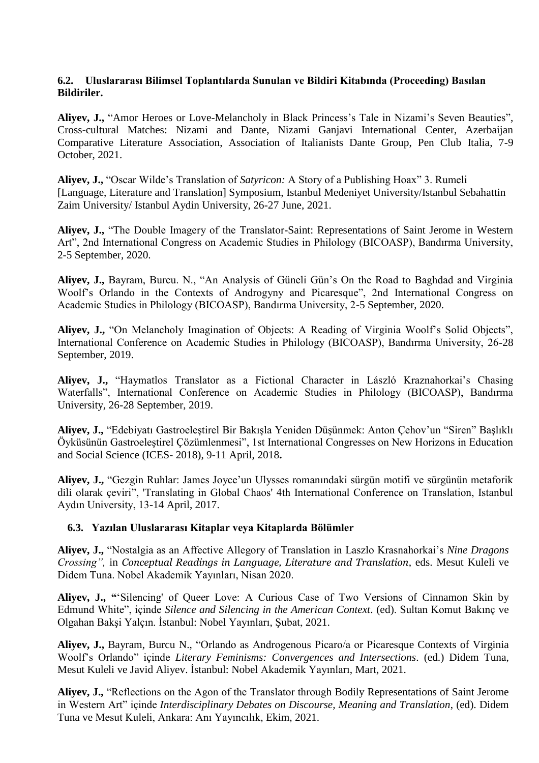### 6.2. Uluslararası Bilimsel Toplantılarda Sunulan ve Bildiri Kitabında (Proceeding) Basılan Bildiriler.

**Aliyev, J.,** "Amor Heroes or Love-Melancholy in Black Princess's Tale in Nizami's Seven Beauties", Cross-cultural Matches: Nizami and Dante, Nizami Ganjavi International Center, Azerbaijan Comparative Literature Association, Association of Italianists Dante Group, Pen Club Italia, 7-9 October, 2021.

**Aliyev, J.,** "Oscar Wilde's Translation of *Satyricon:* A Story of a Publishing Hoax" 3. Rumeli [Language, Literature and Translation] Symposium, Istanbul Medeniyet University/Istanbul Sebahattin Zaim University/ Istanbul Aydin University, 26-27 June, 2021.

**Aliyev, J.,** "The Double Imagery of the Translator-Saint: Representations of Saint Jerome in Western Art", 2nd International Congress on Academic Studies in Philology (BICOASP), Bandırma University, 2-5 September, 2020.

**Aliyev, J.,** Bayram, Burcu. N., "An Analysis of Güneli Gün's On the Road to Baghdad and Virginia Woolf's Orlando in the Contexts of Androgyny and Picaresque", 2nd International Congress on Academic Studies in Philology (BICOASP), Bandırma University, 2-5 September, 2020.

**Aliyev, J.,** "On Melancholy Imagination of Objects: A Reading of Virginia Woolf's Solid Objects", International Conference on Academic Studies in Philology (BICOASP), Bandırma University, 26-28 September, 2019.

**Aliyev, J.,** "Haymatlos Translator as a Fictional Character in László Kraznahorkai's Chasing Waterfalls", International Conference on Academic Studies in Philology (BICOASP), Bandırma University, 26-28 September, 2019.

**Aliyev, J.,** "Edebiyatı Gastroeleştirel Bir Bakışla Yeniden Düşünmek: Anton Çehov'un "Siren" Başlıklı Öyküsünün Gastroeleştirel Çözümlenmesi", 1st International Congresses on New Horizons in Education and Social Science (ICES- 2018), 9-11 April, 2018**.**

**Aliyev, J.,** "Gezgin Ruhlar: James Joyce'un Ulysses romanındaki sürgün motifi ve sürgünün metaforik dili olarak çeviri", 'Translating in Global Chaos' 4th International Conference on Translation, Istanbul Aydın University, 13-14 April, 2017.

### 6.3. Yazılan Uluslararası Kitaplar veya Kitaplarda Bölümler

**Aliyev, J.,** "Nostalgia as an Affective Allegory of Translation in Laszlo Krasnahorkai's *Nine Dragons Crossing",* in *Conceptual Readings in Language, Literature and Translation*, eds. Mesut Kuleli ve Didem Tuna. Nobel Akademik Yayınları, Nisan 2020.

**Aliyev, J., "**'Silencing' of Queer Love: A Curious Case of Two Versions of Cinnamon Skin by Edmund White", içinde *Silence and Silencing in the American Context*. (ed). Sultan Komut Bakınç ve Olgahan Bakşi Yalçın. İstanbul: Nobel Yayınları, Şubat, 2021.

**Aliyev, J.,** Bayram, Burcu N., "Orlando as Androgenous Picaro/a or Picaresque Contexts of Virginia Woolf's Orlando" içinde *Literary Feminisms: Convergences and Intersections*. (ed.) Didem Tuna, Mesut Kuleli ve Javid Aliyev. İstanbul: Nobel Akademik Yayınları, Mart, 2021.

**Aliyev, J.,** "Reflections on the Agon of the Translator through Bodily Representations of Saint Jerome in Western Art" içinde *Interdisciplinary Debates on Discourse, Meaning and Translation*, (ed). Didem Tuna ve Mesut Kuleli, Ankara: Anı Yayıncılık, Ekim, 2021.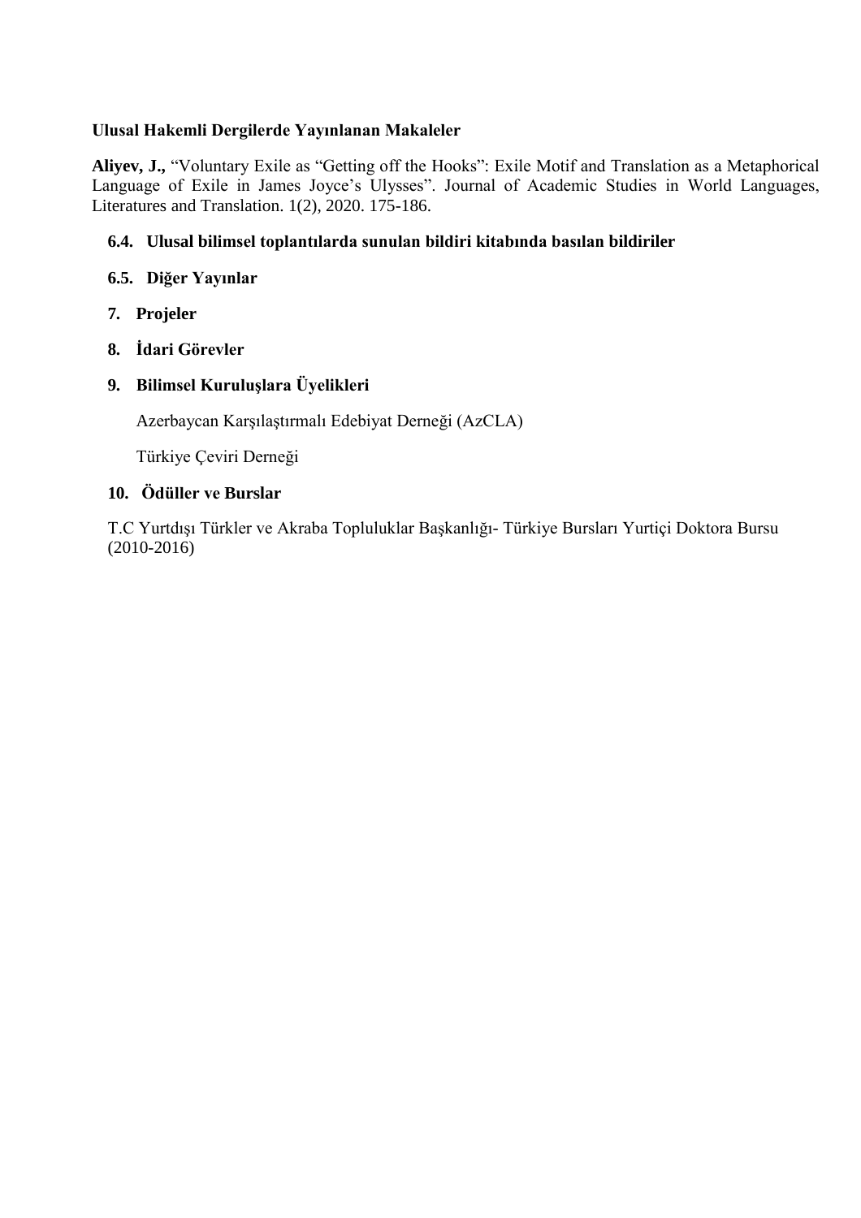### Ulusal Hakemli Dergilerde Yayınlanan Makaleler

**Aliyev, J.,** "Voluntary Exile as "Getting off the Hooks": Exile Motif and Translation as a Metaphorical Language of Exile in James Joyce's Ulysses". Journal of Academic Studies in World Languages, Literatures and Translation. 1(2), 2020. 175-186.

### 6.4. Ulusal bilimsel toplantılarda sunulan bildiri kitabında basılan bildiriler

### 6.5. Diğer Yayınlar

## 7. Projeler

## 8. İdari Görevler

## 9. Bilimsel Kuruluşlara Üyelikleri

Azerbaycan Karşılaştırmalı Edebiyat Derneği (AzCLA)

Türkiye Çeviri Derneği

## 10. Ödüller ve Burslar

T.C Yurtdışı Türkler ve Akraba Topluluklar Başkanlığı- Türkiye Bursları Yurtiçi Doktora Bursu (2010-2016)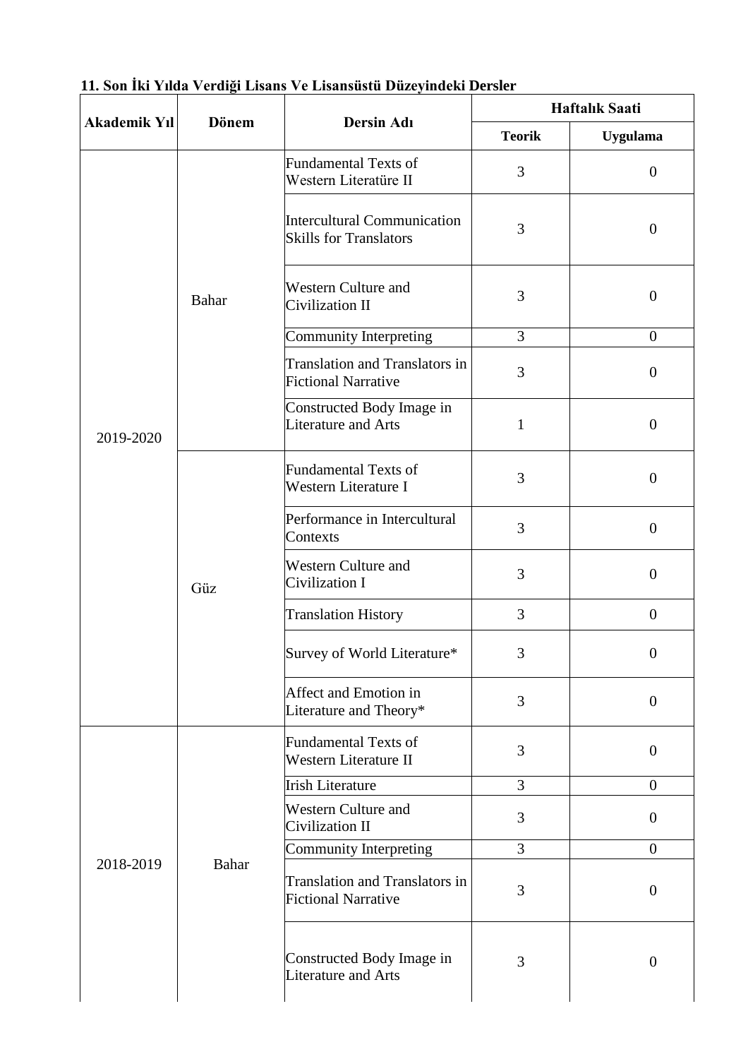**11. Son İki Yılda Verdiği Lisans Ve Lisansüstü Düzeyindeki Dersler**

| Akademik Yıl | Dönem | Dersin Adı | Haftalık Saati | |
|---|---|---|---|---|
| | | | Teorik | Uygulama |
| 2019-2020 | Bahar | Fundamental Texts of Western Literatüre II | 3 | 0 |
| | | Intercultural Communication Skills for Translators | 3 | 0 |
| | | Western Culture and Civilization II | 3 | 0 |
| | | Community Interpreting | 3 | 0 |
| | | Translation and Translators in Fictional Narrative | 3 | 0 |
| | | Constructed Body Image in Literature and Arts | 1 | 0 |
| | Güz | Fundamental Texts of Western Literature I | 3 | 0 |
| | | Performance in Intercultural Contexts | 3 | 0 |
| | | Western Culture and Civilization I | 3 | 0 |
| | | Translation History | 3 | 0 |
| | | Survey of World Literature* | 3 | 0 |
| | | Affect and Emotion in Literature and Theory* | 3 | 0 |
| 2018-2019 | Bahar | Fundamental Texts of Western Literature II | 3 | 0 |
| | | Irish Literature | 3 | 0 |
| | | Western Culture and Civilization II | 3 | 0 |
| | | Community Interpreting | 3 | 0 |
| | | Translation and Translators in Fictional Narrative | 3 | 0 |
| | | Constructed Body Image in Literature and Arts | 3 | 0 |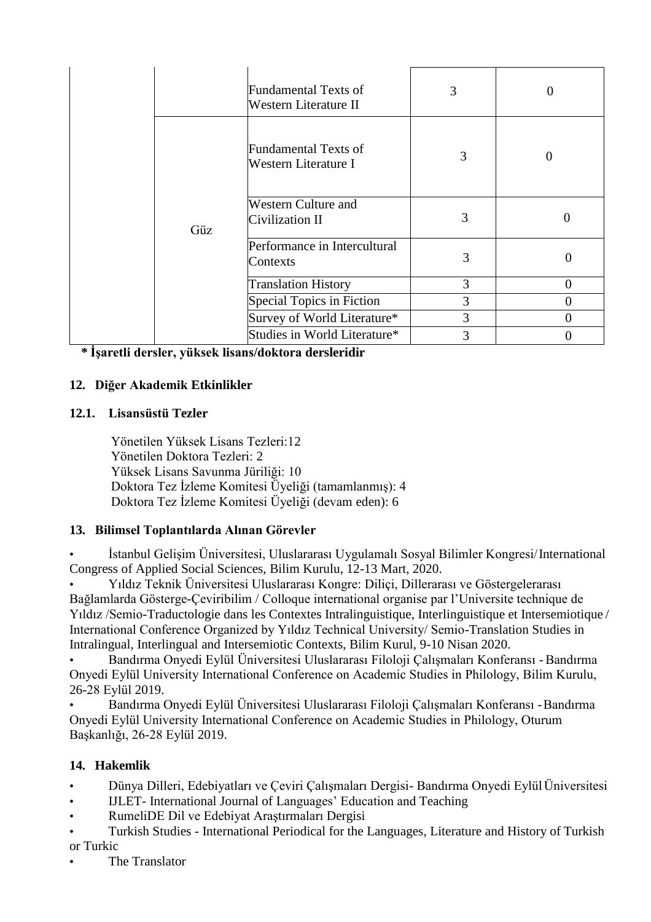| | | | | |
|---|---|---|---|---|
| | | Fundamental Texts of Western Literature II | 3 | 0 |
| | Güz | Fundamental Texts of Western Literature I | 3 | 0 |
| | | Western Culture and Civilization II | 3 | 0 |
| | | Performance in Intercultural Contexts | 3 | 0 |
| | | Translation History | 3 | 0 |
| | | Special Topics in Fiction | 3 | 0 |
| | | Survey of World Literature* | 3 | 0 |
| | | Studies in World Literature* | 3 | 0 |

**\* İşaretli dersler, yüksek lisans/doktora dersleridir**

### 12. Diğer Akademik Etkinlikler

#### 12.1. Lisansüstü Tezler

Yönetilen Yüksek Lisans Tezleri:12
Yönetilen Doktora Tezleri: 2
Yüksek Lisans Savunma Jüriliği: 10
Doktora Tez İzleme Komitesi Üyeliği (tamamlanmış): 4
Doktora Tez İzleme Komitesi Üyeliği (devam eden): 6

### 13. Bilimsel Toplantılarda Alınan Görevler

- İstanbul Gelişim Üniversitesi, Uluslararası Uygulamalı Sosyal Bilimler Kongresi/ International Congress of Applied Social Sciences, Bilim Kurulu, 12-13 Mart, 2020.
- Yıldız Teknik Üniversitesi Uluslararası Kongre: Diliçi, Dillerarası ve Göstergelerarası Bağlamlarda Gösterge-Çeviribilim / Colloque international organise par l'Universite technique de Yıldız /Semio-Traductologie dans les Contextes Intralinguistique, Interlinguistique et Intersemiotique / International Conference Organized by Yıldız Technical University/ Semio-Translation Studies in Intralingual, Interlingual and Intersemiotic Contexts, Bilim Kurul, 9-10 Nisan 2020.
- Bandırma Onyedi Eylül Üniversitesi Uluslararası Filoloji Çalışmaları Konferansı - Bandırma Onyedi Eylül University International Conference on Academic Studies in Philology, Bilim Kurulu, 26-28 Eylül 2019.
- Bandırma Onyedi Eylül Üniversitesi Uluslararası Filoloji Çalışmaları Konferansı - Bandırma Onyedi Eylül University International Conference on Academic Studies in Philology, Oturum Başkanlığı, 26-28 Eylül 2019.

### 14. Hakemlik

- Dünya Dilleri, Edebiyatları ve Çeviri Çalışmaları Dergisi- Bandırma Onyedi Eylül Üniversitesi
- IJLET- International Journal of Languages' Education and Teaching
- RumeliDE Dil ve Edebiyat Araştırmaları Dergisi
- Turkish Studies - International Periodical for the Languages, Literature and History of Turkish or Turkic
- The Translator